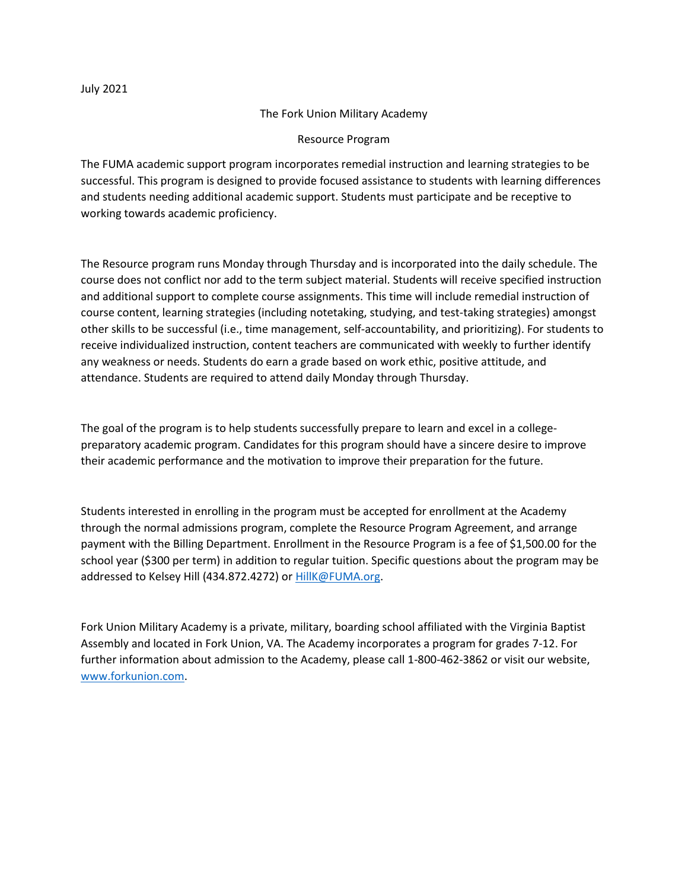July 2021

# The Fork Union Military Academy

## Resource Program

The FUMA academic support program incorporates remedial instruction and learning strategies to be successful. This program is designed to provide focused assistance to students with learning differences and students needing additional academic support. Students must participate and be receptive to working towards academic proficiency.

The Resource program runs Monday through Thursday and is incorporated into the daily schedule. The course does not conflict nor add to the term subject material. Students will receive specified instruction and additional support to complete course assignments. This time will include remedial instruction of course content, learning strategies (including notetaking, studying, and test-taking strategies) amongst other skills to be successful (i.e., time management, self-accountability, and prioritizing). For students to receive individualized instruction, content teachers are communicated with weekly to further identify any weakness or needs. Students do earn a grade based on work ethic, positive attitude, and attendance. Students are required to attend daily Monday through Thursday.

The goal of the program is to help students successfully prepare to learn and excel in a college-preparatory academic program. Candidates for this program should have a sincere desire to improve their academic performance and the motivation to improve their preparation for the future.

Students interested in enrolling in the program must be accepted for enrollment at the Academy through the normal admissions program, complete the Resource Program Agreement, and arrange payment with the Billing Department. Enrollment in the Resource Program is a fee of $1,500.00 for the school year ($300 per term) in addition to regular tuition. Specific questions about the program may be addressed to Kelsey Hill (434.872.4272) or [HillK@FUMA.org](mailto:HillK@FUMA.org).

Fork Union Military Academy is a private, military, boarding school affiliated with the Virginia Baptist Assembly and located in Fork Union, VA. The Academy incorporates a program for grades 7-12. For further information about admission to the Academy, please call 1-800-462-3862 or visit our website, [www.forkunion.com](http://www.forkunion.com).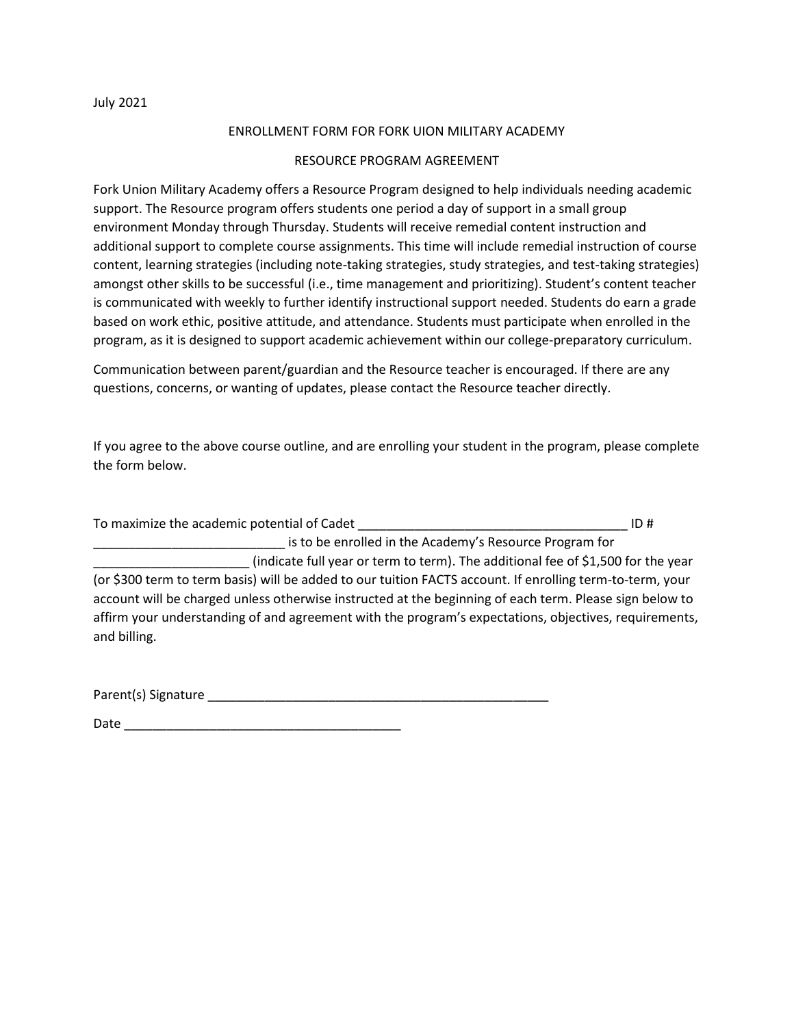July 2021

ENROLLMENT FORM FOR FORK UION MILITARY ACADEMY

RESOURCE PROGRAM AGREEMENT

Fork Union Military Academy offers a Resource Program designed to help individuals needing academic support. The Resource program offers students one period a day of support in a small group environment Monday through Thursday. Students will receive remedial content instruction and additional support to complete course assignments. This time will include remedial instruction of course content, learning strategies (including note-taking strategies, study strategies, and test-taking strategies) amongst other skills to be successful (i.e., time management and prioritizing). Student's content teacher is communicated with weekly to further identify instructional support needed. Students do earn a grade based on work ethic, positive attitude, and attendance. Students must participate when enrolled in the program, as it is designed to support academic achievement within our college-preparatory curriculum.

Communication between parent/guardian and the Resource teacher is encouraged. If there are any questions, concerns, or wanting of updates, please contact the Resource teacher directly.

If you agree to the above course outline, and are enrolling your student in the program, please complete the form below.

To maximize the academic potential of Cadet ______________________________________ ID # ___________________________ is to be enrolled in the Academy's Resource Program for ______________________ (indicate full year or term to term). The additional fee of $1,500 for the year (or $300 term to term basis) will be added to our tuition FACTS account. If enrolling term-to-term, your account will be charged unless otherwise instructed at the beginning of each term. Please sign below to affirm your understanding of and agreement with the program's expectations, objectives, requirements, and billing.

Parent(s) Signature __________________________________________________

Date ________________________________________